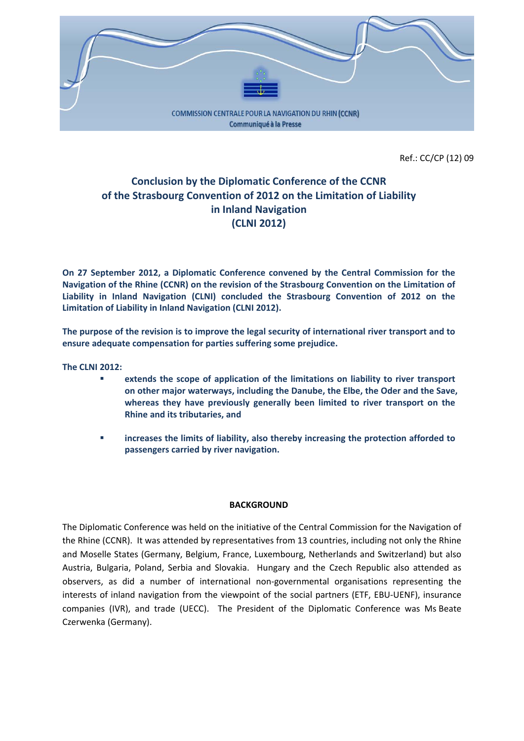COMMISSION CENTRALE POUR LA NAVIGATION DU RHIN **(CCNR)**
**Communiqué à la Presse**

Ref.: CC/CP (12) 09

# Conclusion by the Diplomatic Conference of the CCNR of the Strasbourg Convention of 2012 on the Limitation of Liability in Inland Navigation (CLNI 2012)

**On 27 September 2012, a Diplomatic Conference convened by the Central Commission for the Navigation of the Rhine (CCNR) on the revision of the Strasbourg Convention on the Limitation of Liability in Inland Navigation (CLNI) concluded the Strasbourg Convention of 2012 on the Limitation of Liability in Inland Navigation (CLNI 2012).**

**The purpose of the revision is to improve the legal security of international river transport and to ensure adequate compensation for parties suffering some prejudice.**

**The CLNI 2012:**

- **extends the scope of application of the limitations on liability to river transport on other major waterways, including the Danube, the Elbe, the Oder and the Save, whereas they have previously generally been limited to river transport on the Rhine and its tributaries, and**
- **increases the limits of liability, also thereby increasing the protection afforded to passengers carried by river navigation.**

## BACKGROUND

The Diplomatic Conference was held on the initiative of the Central Commission for the Navigation of the Rhine (CCNR). It was attended by representatives from 13 countries, including not only the Rhine and Moselle States (Germany, Belgium, France, Luxembourg, Netherlands and Switzerland) but also Austria, Bulgaria, Poland, Serbia and Slovakia. Hungary and the Czech Republic also attended as observers, as did a number of international non-governmental organisations representing the interests of inland navigation from the viewpoint of the social partners (ETF, EBU-UENF), insurance companies (IVR), and trade (UECC). The President of the Diplomatic Conference was Ms Beate Czerwenka (Germany).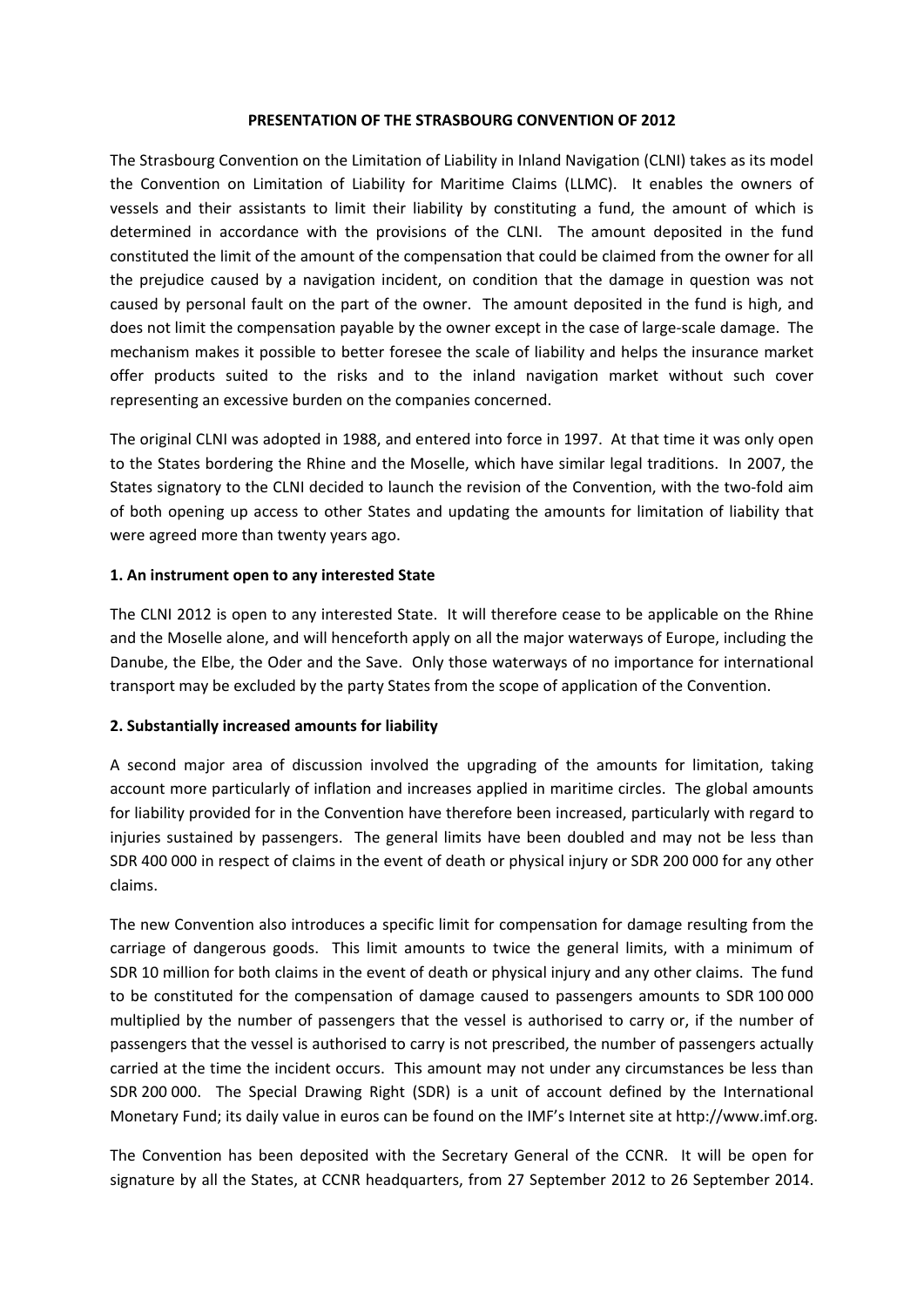**PRESENTATION OF THE STRASBOURG CONVENTION OF 2012**

The Strasbourg Convention on the Limitation of Liability in Inland Navigation (CLNI) takes as its model the Convention on Limitation of Liability for Maritime Claims (LLMC). It enables the owners of vessels and their assistants to limit their liability by constituting a fund, the amount of which is determined in accordance with the provisions of the CLNI. The amount deposited in the fund constituted the limit of the amount of the compensation that could be claimed from the owner for all the prejudice caused by a navigation incident, on condition that the damage in question was not caused by personal fault on the part of the owner. The amount deposited in the fund is high, and does not limit the compensation payable by the owner except in the case of large-scale damage. The mechanism makes it possible to better foresee the scale of liability and helps the insurance market offer products suited to the risks and to the inland navigation market without such cover representing an excessive burden on the companies concerned.

The original CLNI was adopted in 1988, and entered into force in 1997. At that time it was only open to the States bordering the Rhine and the Moselle, which have similar legal traditions. In 2007, the States signatory to the CLNI decided to launch the revision of the Convention, with the two-fold aim of both opening up access to other States and updating the amounts for limitation of liability that were agreed more than twenty years ago.

**1. An instrument open to any interested State**

The CLNI 2012 is open to any interested State. It will therefore cease to be applicable on the Rhine and the Moselle alone, and will henceforth apply on all the major waterways of Europe, including the Danube, the Elbe, the Oder and the Save. Only those waterways of no importance for international transport may be excluded by the party States from the scope of application of the Convention.

**2. Substantially increased amounts for liability**

A second major area of discussion involved the upgrading of the amounts for limitation, taking account more particularly of inflation and increases applied in maritime circles. The global amounts for liability provided for in the Convention have therefore been increased, particularly with regard to injuries sustained by passengers. The general limits have been doubled and may not be less than SDR 400 000 in respect of claims in the event of death or physical injury or SDR 200 000 for any other claims.

The new Convention also introduces a specific limit for compensation for damage resulting from the carriage of dangerous goods. This limit amounts to twice the general limits, with a minimum of SDR 10 million for both claims in the event of death or physical injury and any other claims. The fund to be constituted for the compensation of damage caused to passengers amounts to SDR 100 000 multiplied by the number of passengers that the vessel is authorised to carry or, if the number of passengers that the vessel is authorised to carry is not prescribed, the number of passengers actually carried at the time the incident occurs. This amount may not under any circumstances be less than SDR 200 000. The Special Drawing Right (SDR) is a unit of account defined by the International Monetary Fund; its daily value in euros can be found on the IMF's Internet site at http://www.imf.org.

The Convention has been deposited with the Secretary General of the CCNR. It will be open for signature by all the States, at CCNR headquarters, from 27 September 2012 to 26 September 2014.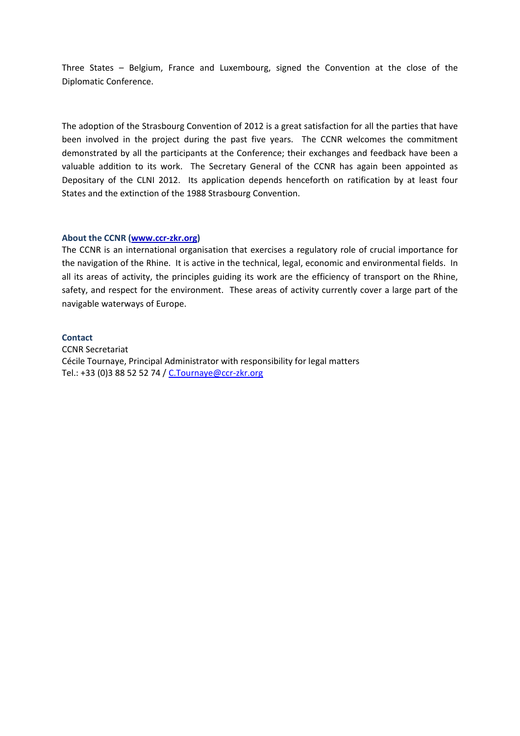Three States – Belgium, France and Luxembourg, signed the Convention at the close of the Diplomatic Conference.

The adoption of the Strasbourg Convention of 2012 is a great satisfaction for all the parties that have been involved in the project during the past five years. The CCNR welcomes the commitment demonstrated by all the participants at the Conference; their exchanges and feedback have been a valuable addition to its work. The Secretary General of the CCNR has again been appointed as Depositary of the CLNI 2012. Its application depends henceforth on ratification by at least four States and the extinction of the 1988 Strasbourg Convention.

**About the CCNR ([www.ccr-zkr.org](http://www.ccr-zkr.org))**

The CCNR is an international organisation that exercises a regulatory role of crucial importance for the navigation of the Rhine. It is active in the technical, legal, economic and environmental fields. In all its areas of activity, the principles guiding its work are the efficiency of transport on the Rhine, safety, and respect for the environment. These areas of activity currently cover a large part of the navigable waterways of Europe.

**Contact**

CCNR Secretariat
Cécile Tournaye, Principal Administrator with responsibility for legal matters
Tel.: +33 (0)3 88 52 52 74 / [C.Tournaye@ccr-zkr.org](mailto:C.Tournaye@ccr-zkr.org)